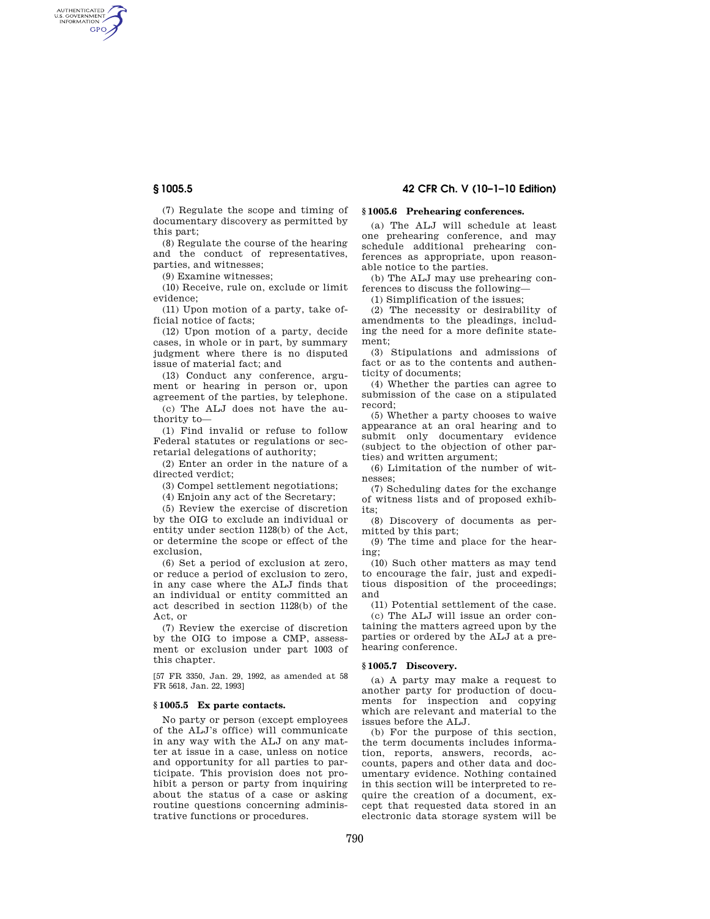(7) Regulate the scope and timing of documentary discovery as permitted by this part;

(8) Regulate the course of the hearing and the conduct of representatives, parties, and witnesses;

(9) Examine witnesses;

(10) Receive, rule on, exclude or limit evidence;

(11) Upon motion of a party, take official notice of facts;

(12) Upon motion of a party, decide cases, in whole or in part, by summary judgment where there is no disputed issue of material fact; and

(13) Conduct any conference, argument or hearing in person or, upon agreement of the parties, by telephone.

(c) The ALJ does not have the authority to—

(1) Find invalid or refuse to follow Federal statutes or regulations or secretarial delegations of authority;

(2) Enter an order in the nature of a directed verdict;

(3) Compel settlement negotiations;

(4) Enjoin any act of the Secretary;

(5) Review the exercise of discretion by the OIG to exclude an individual or entity under section 1128(b) of the Act, or determine the scope or effect of the exclusion,

(6) Set a period of exclusion at zero, or reduce a period of exclusion to zero, in any case where the ALJ finds that an individual or entity committed an act described in section 1128(b) of the Act, or

(7) Review the exercise of discretion by the OIG to impose a CMP, assessment or exclusion under part 1003 of this chapter.

[57 FR 3350, Jan. 29, 1992, as amended at 58 FR 5618, Jan. 22, 1993]

### § 1005.5 Ex parte contacts.

No party or person (except employees of the ALJ's office) will communicate in any way with the ALJ on any matter at issue in a case, unless on notice and opportunity for all parties to participate. This provision does not prohibit a person or party from inquiring about the status of a case or asking routine questions concerning administrative functions or procedures.

### § 1005.6 Prehearing conferences.

(a) The ALJ will schedule at least one prehearing conference, and may schedule additional prehearing conferences as appropriate, upon reasonable notice to the parties.

(b) The ALJ may use prehearing conferences to discuss the following—

(1) Simplification of the issues;

(2) The necessity or desirability of amendments to the pleadings, including the need for a more definite statement;

(3) Stipulations and admissions of fact or as to the contents and authenticity of documents;

(4) Whether the parties can agree to submission of the case on a stipulated record;

(5) Whether a party chooses to waive appearance at an oral hearing and to submit only documentary evidence (subject to the objection of other parties) and written argument;

(6) Limitation of the number of witnesses;

(7) Scheduling dates for the exchange of witness lists and of proposed exhibits;

(8) Discovery of documents as permitted by this part;

(9) The time and place for the hearing;

(10) Such other matters as may tend to encourage the fair, just and expeditious disposition of the proceedings; and

(11) Potential settlement of the case.

(c) The ALJ will issue an order containing the matters agreed upon by the parties or ordered by the ALJ at a prehearing conference.

### § 1005.7 Discovery.

(a) A party may make a request to another party for production of documents for inspection and copying which are relevant and material to the issues before the ALJ.

(b) For the purpose of this section, the term documents includes information, reports, answers, records, accounts, papers and other data and documentary evidence. Nothing contained in this section will be interpreted to require the creation of a document, except that requested data stored in an electronic data storage system will be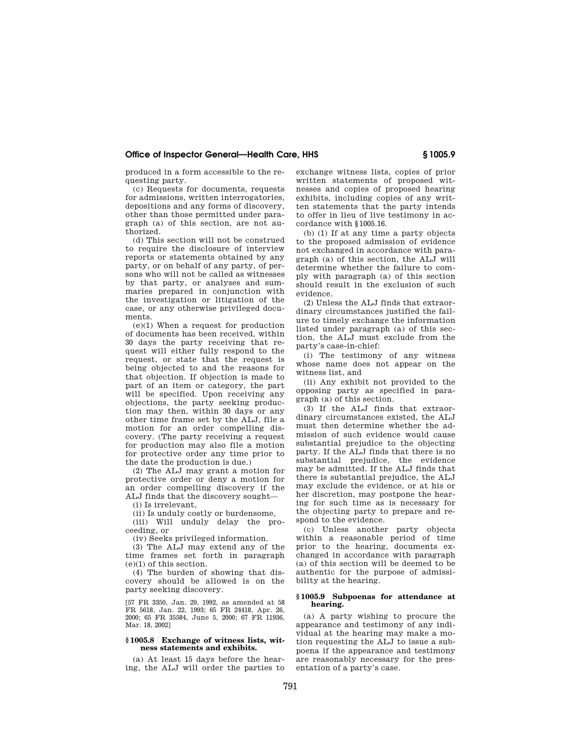produced in a form accessible to the requesting party.

(c) Requests for documents, requests for admissions, written interrogatories, depositions and any forms of discovery, other than those permitted under paragraph (a) of this section, are not authorized.

(d) This section will not be construed to require the disclosure of interview reports or statements obtained by any party, or on behalf of any party, of persons who will not be called as witnesses by that party, or analyses and summaries prepared in conjunction with the investigation or litigation of the case, or any otherwise privileged documents.

(e)(1) When a request for production of documents has been received, within 30 days the party receiving that request will either fully respond to the request, or state that the request is being objected to and the reasons for that objection. If objection is made to part of an item or category, the part will be specified. Upon receiving any objections, the party seeking production may then, within 30 days or any other time frame set by the ALJ, file a motion for an order compelling discovery. (The party receiving a request for production may also file a motion for protective order any time prior to the date the production is due.)

(2) The ALJ may grant a motion for protective order or deny a motion for an order compelling discovery if the ALJ finds that the discovery sought—

(i) Is irrelevant,

(ii) Is unduly costly or burdensome,

(iii) Will unduly delay the proceeding, or

(iv) Seeks privileged information.

(3) The ALJ may extend any of the time frames set forth in paragraph (e)(1) of this section.

(4) The burden of showing that discovery should be allowed is on the party seeking discovery.

[57 FR 3350, Jan. 29, 1992, as amended at 58 FR 5618, Jan. 22, 1993; 65 FR 24418, Apr. 26, 2000; 65 FR 35584, June 5, 2000; 67 FR 11936, Mar. 18, 2002]

### § 1005.8 Exchange of witness lists, witness statements and exhibits.

(a) At least 15 days before the hearing, the ALJ will order the parties to exchange witness lists, copies of prior written statements of proposed witnesses and copies of proposed hearing exhibits, including copies of any written statements that the party intends to offer in lieu of live testimony in accordance with § 1005.16.

(b) (1) If at any time a party objects to the proposed admission of evidence not exchanged in accordance with paragraph (a) of this section, the ALJ will determine whether the failure to comply with paragraph (a) of this section should result in the exclusion of such evidence.

(2) Unless the ALJ finds that extraordinary circumstances justified the failure to timely exchange the information listed under paragraph (a) of this section, the ALJ must exclude from the party's case-in-chief:

(i) The testimony of any witness whose name does not appear on the witness list, and

(ii) Any exhibit not provided to the opposing party as specified in paragraph (a) of this section.

(3) If the ALJ finds that extraordinary circumstances existed, the ALJ must then determine whether the admission of such evidence would cause substantial prejudice to the objecting party. If the ALJ finds that there is no substantial prejudice, the evidence may be admitted. If the ALJ finds that there is substantial prejudice, the ALJ may exclude the evidence, or at his or her discretion, may postpone the hearing for such time as is necessary for the objecting party to prepare and respond to the evidence.

(c) Unless another party objects within a reasonable period of time prior to the hearing, documents exchanged in accordance with paragraph (a) of this section will be deemed to be authentic for the purpose of admissibility at the hearing.

### § 1005.9 Subpoenas for attendance at hearing.

(a) A party wishing to procure the appearance and testimony of any individual at the hearing may make a motion requesting the ALJ to issue a subpoena if the appearance and testimony are reasonably necessary for the presentation of a party's case.